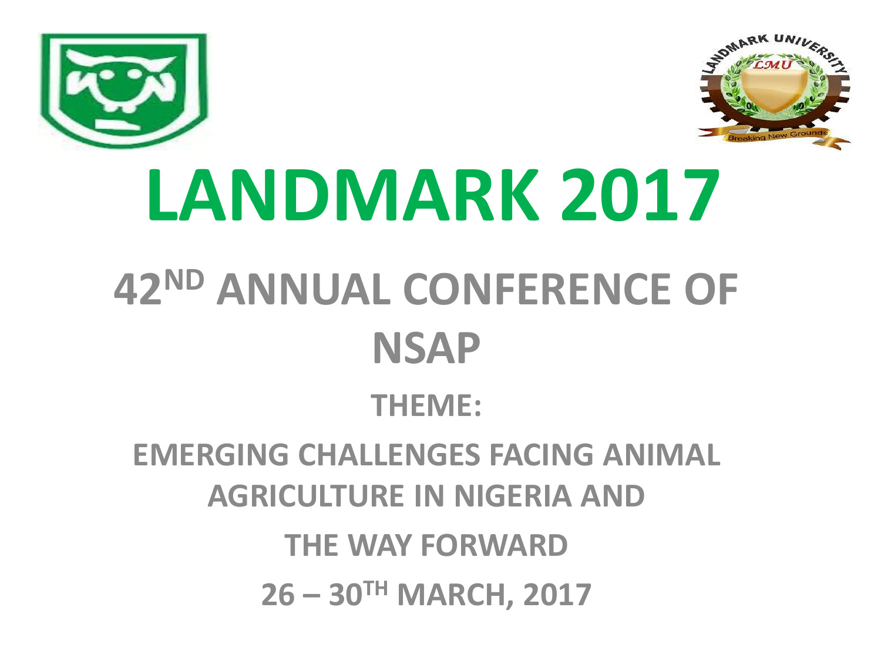# LANDMARK 2017

## 42ND ANNUAL CONFERENCE OF NSAP

**THEME:**

**EMERGING CHALLENGES FACING ANIMAL AGRICULTURE IN NIGERIA AND THE WAY FORWARD**

**26 – 30TH MARCH, 2017**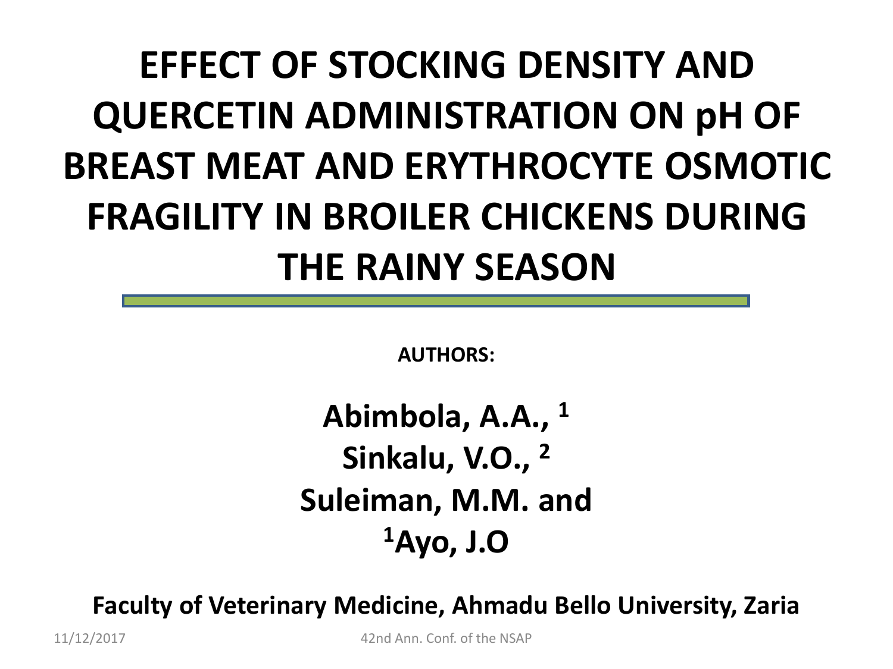# EFFECT OF STOCKING DENSITY AND QUERCETIN ADMINISTRATION ON pH OF BREAST MEAT AND ERYTHROCYTE OSMOTIC FRAGILITY IN BROILER CHICKENS DURING THE RAINY SEASON

**AUTHORS:**

**Abimbola, A.A., [1]**
**Sinkalu, V.O., [2]**
**Suleiman, M.M. and**
**[1]Ayo, J.O**

**Faculty of Veterinary Medicine, Ahmadu Bello University, Zaria**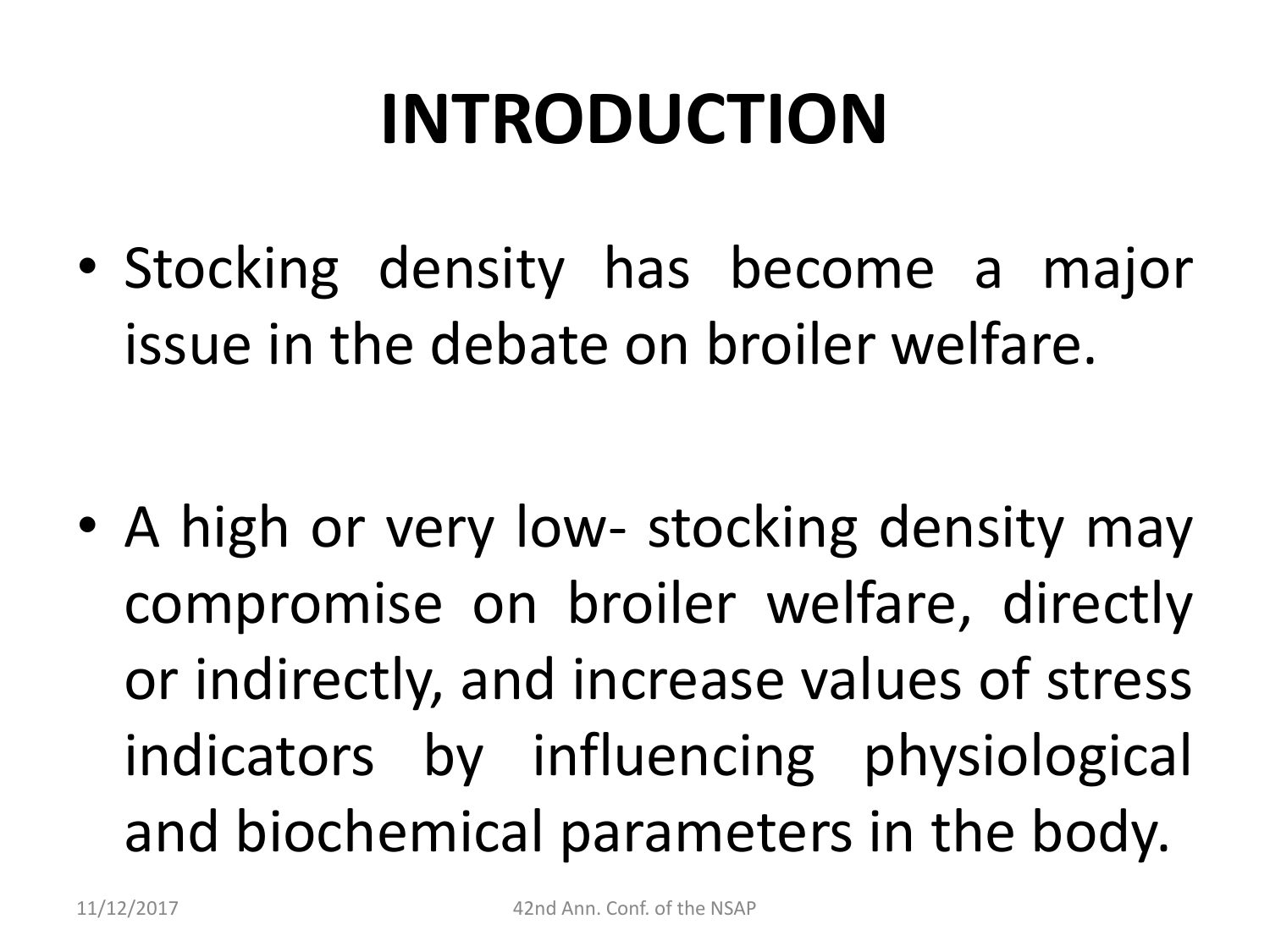# INTRODUCTION

- Stocking density has become a major issue in the debate on broiler welfare.

- A high or very low- stocking density may compromise on broiler welfare, directly or indirectly, and increase values of stress indicators by influencing physiological and biochemical parameters in the body.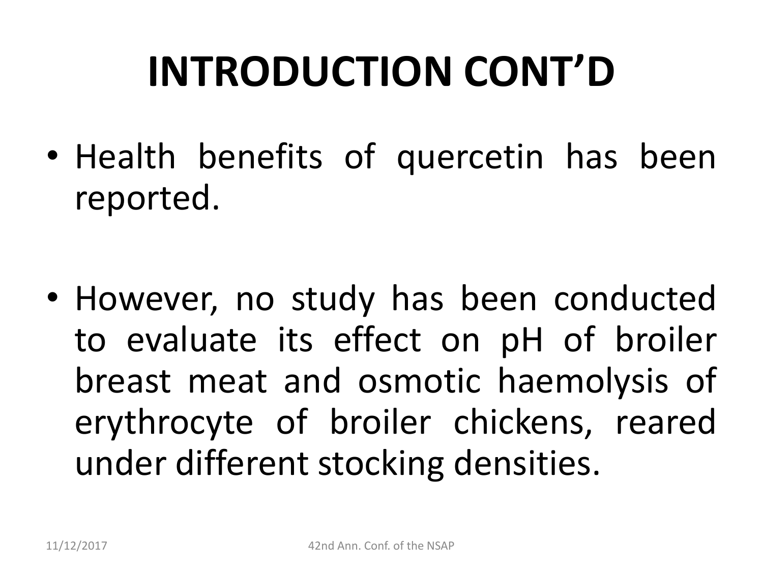# INTRODUCTION CONT'D

- Health benefits of quercetin has been reported.

- However, no study has been conducted to evaluate its effect on pH of broiler breast meat and osmotic haemolysis of erythrocyte of broiler chickens, reared under different stocking densities.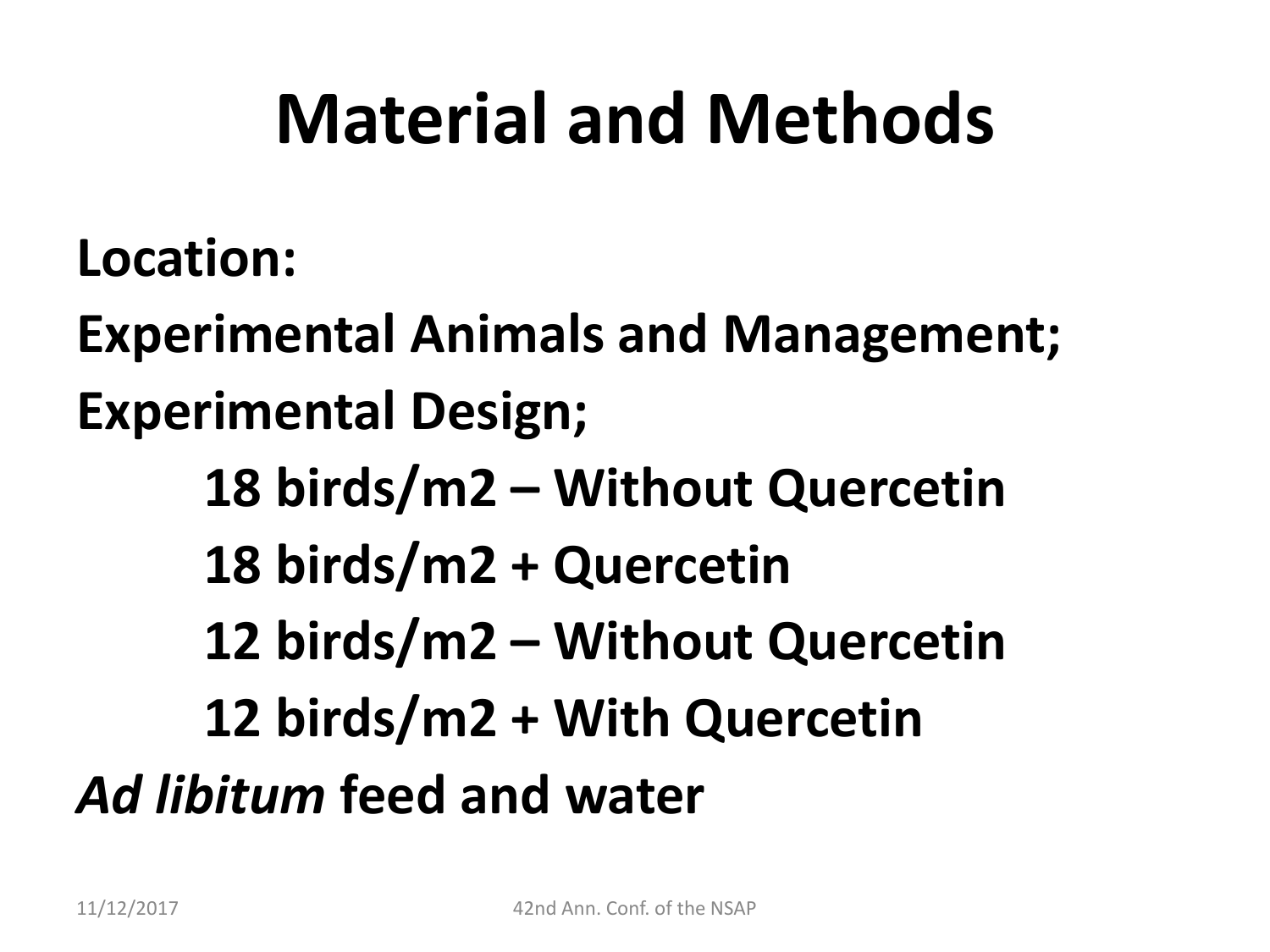# Material and Methods

**Location:**

**Experimental Animals and Management;**

**Experimental Design;**

- **18 birds/m2 – Without Quercetin**
- **18 birds/m2 + Quercetin**
- **12 birds/m2 – Without Quercetin**
- **12 birds/m2 + With Quercetin**

***Ad libitum* feed and water**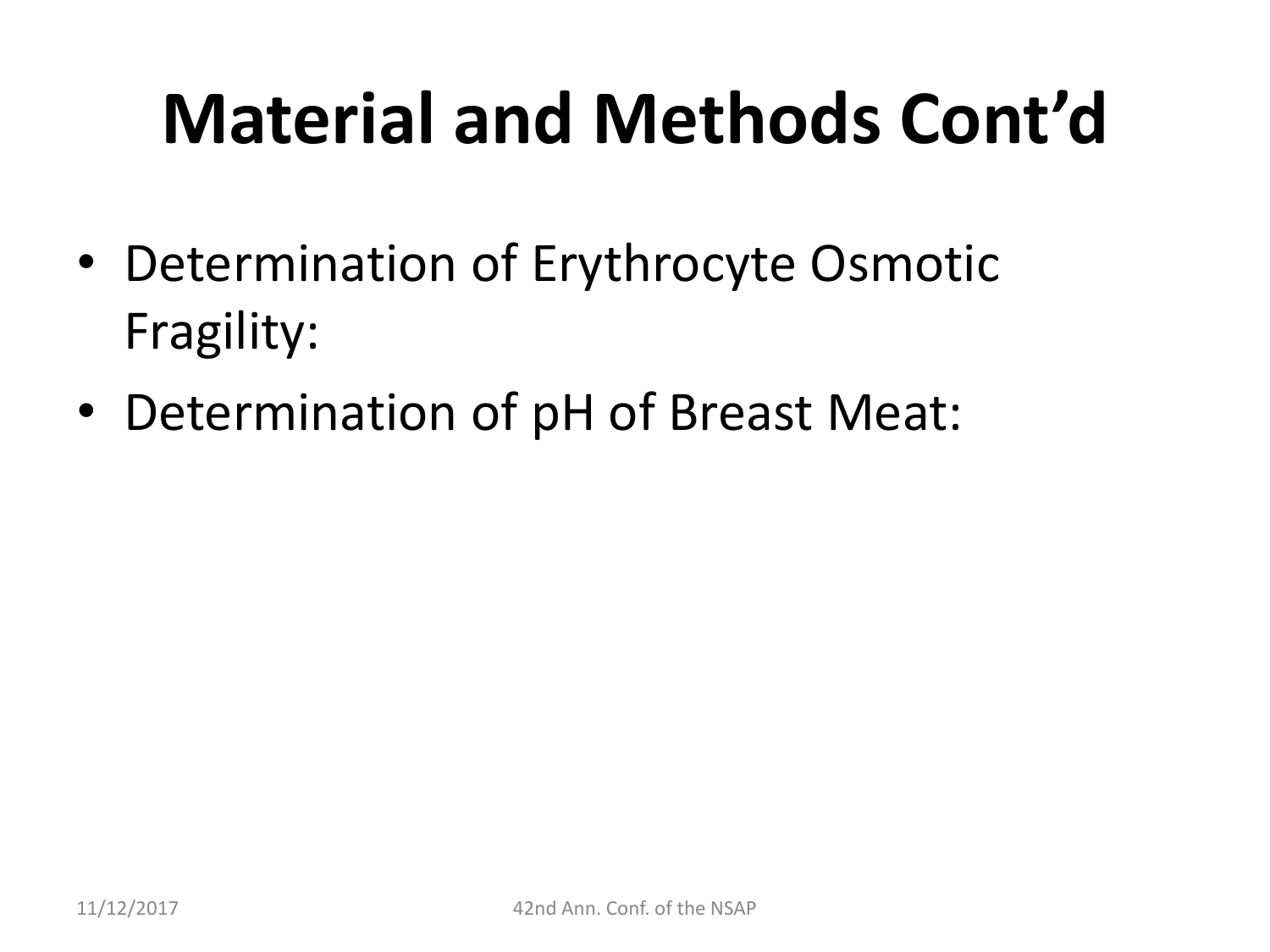# Material and Methods Cont'd

- Determination of Erythrocyte Osmotic Fragility:
- Determination of pH of Breast Meat: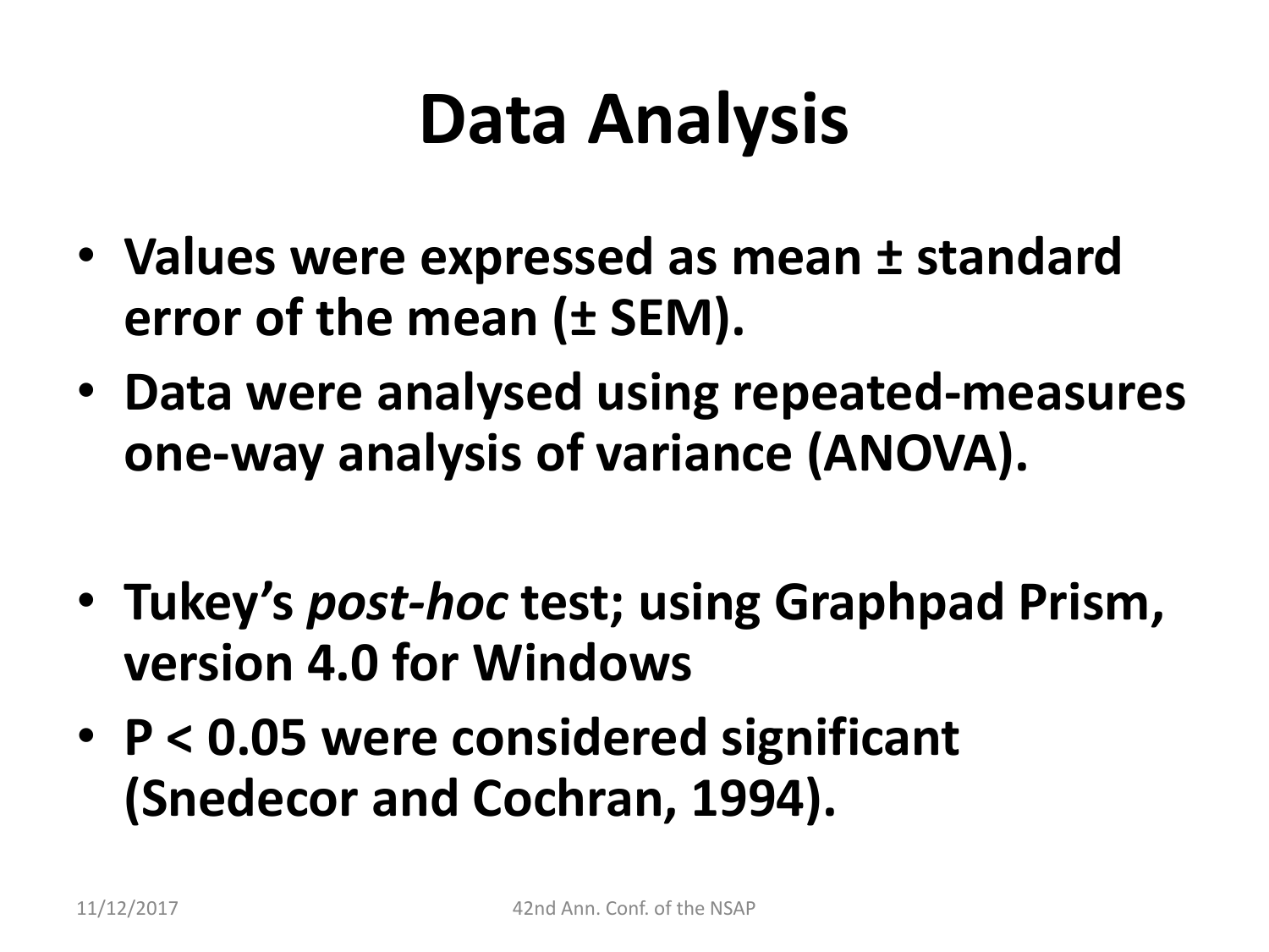# Data Analysis

- **Values were expressed as mean ± standard error of the mean (± SEM).**
- **Data were analysed using repeated-measures one-way analysis of variance (ANOVA).**

- **Tukey's *post-hoc* test; using Graphpad Prism, version 4.0 for Windows**
- **P < 0.05 were considered significant (Snedecor and Cochran, 1994).**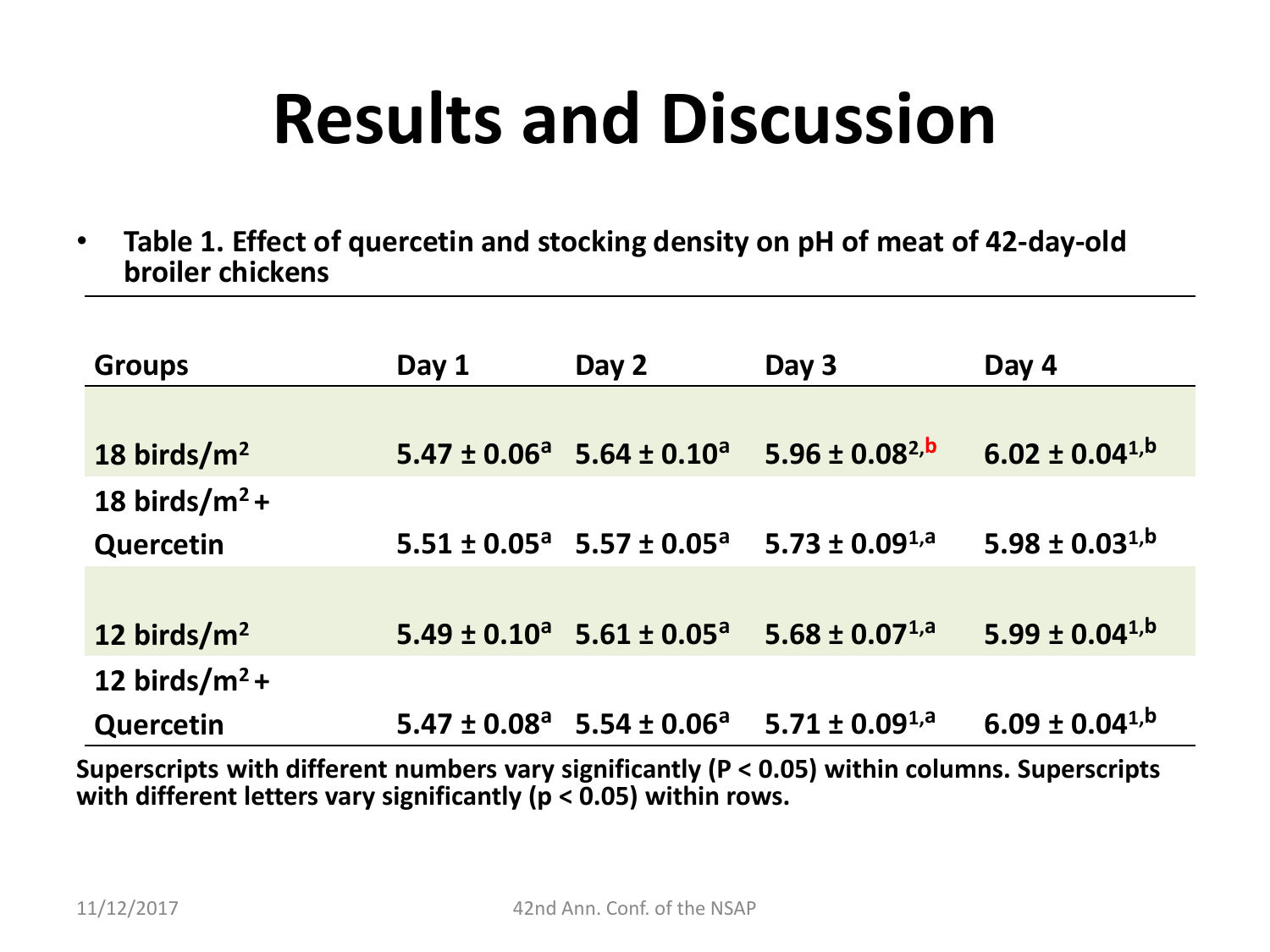# Results and Discussion

- **Table 1. Effect of quercetin and stocking density on pH of meat of 42-day-old broiler chickens**

| Groups | Day 1 | Day 2 | Day 3 | Day 4 |
|---|---|---|---|---|
| 18 birds/$m^2$ | $5.47 \pm 0.06^{a}$ | $5.64 \pm 0.10^{a}$ | $5.96 \pm 0.08^{2,b}$ | $6.02 \pm 0.04^{1,b}$ |
| 18 birds/$m^2$ + Quercetin | $5.51 \pm 0.05^{a}$ | $5.57 \pm 0.05^{a}$ | $5.73 \pm 0.09^{1,a}$ | $5.98 \pm 0.03^{1,b}$ |
| 12 birds/$m^2$ | $5.49 \pm 0.10^{a}$ | $5.61 \pm 0.05^{a}$ | $5.68 \pm 0.07^{1,a}$ | $5.99 \pm 0.04^{1,b}$ |
| 12 birds/$m^2$ + Quercetin | $5.47 \pm 0.08^{a}$ | $5.54 \pm 0.06^{a}$ | $5.71 \pm 0.09^{1,a}$ | $6.09 \pm 0.04^{1,b}$ |

**Superscripts with different numbers vary significantly ($P < 0.05$) within columns. Superscripts with different letters vary significantly ($p < 0.05$) within rows.**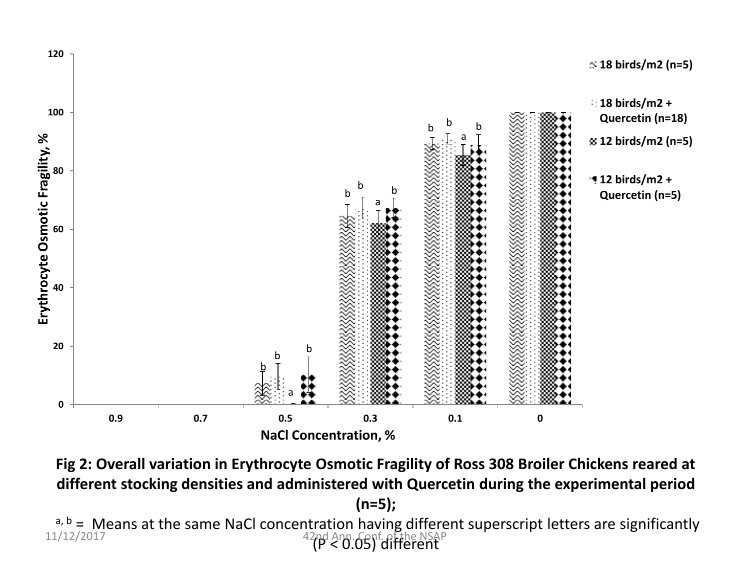**Fig 2: Overall variation in Erythrocyte Osmotic Fragility of Ross 308 Broiler Chickens reared at different stocking densities and administered with Quercetin during the experimental period (n=5);**

[a, b] = Means at the same NaCl concentration having different superscript letters are significantly ($P < 0.05$) different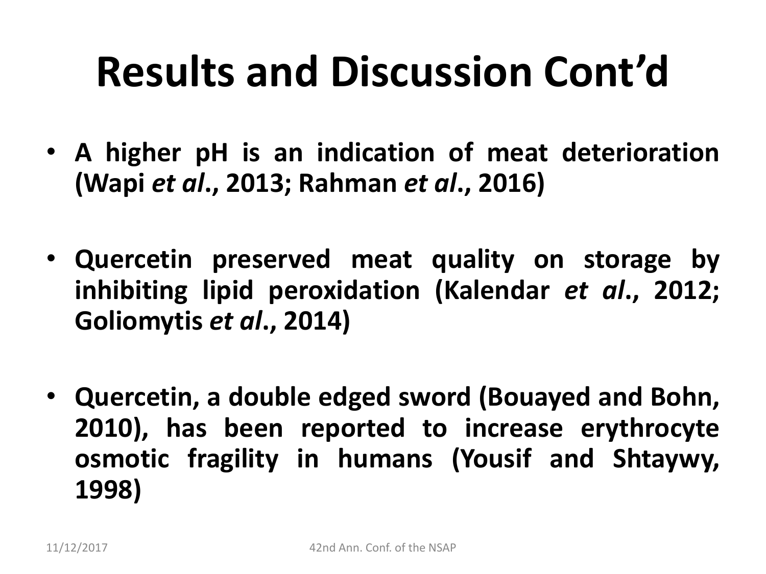# Results and Discussion Cont'd

- **A higher pH is an indication of meat deterioration (Wapi *et al*., 2013; Rahman *et al*., 2016)**

- **Quercetin preserved meat quality on storage by inhibiting lipid peroxidation (Kalendar *et al*., 2012; Goliomytis *et al*., 2014)**

- **Quercetin, a double edged sword (Bouayed and Bohn, 2010), has been reported to increase erythrocyte osmotic fragility in humans (Yousif and Shtaywy, 1998)**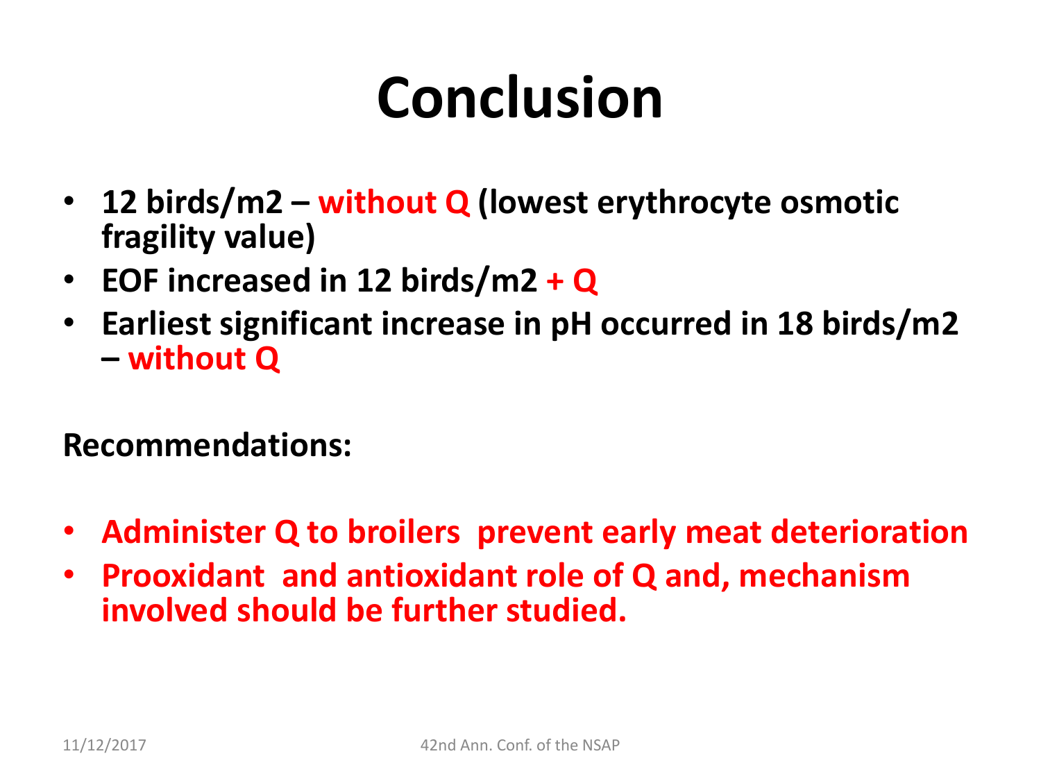# Conclusion

- **12 birds/m2 – without Q (lowest erythrocyte osmotic fragility value)**
- **EOF increased in 12 birds/m2 + Q**
- **Earliest significant increase in pH occurred in 18 birds/m2 – without Q**

**Recommendations:**

- **Administer Q to broilers  prevent early meat deterioration**
- **Prooxidant  and antioxidant role of Q and, mechanism involved should be further studied.**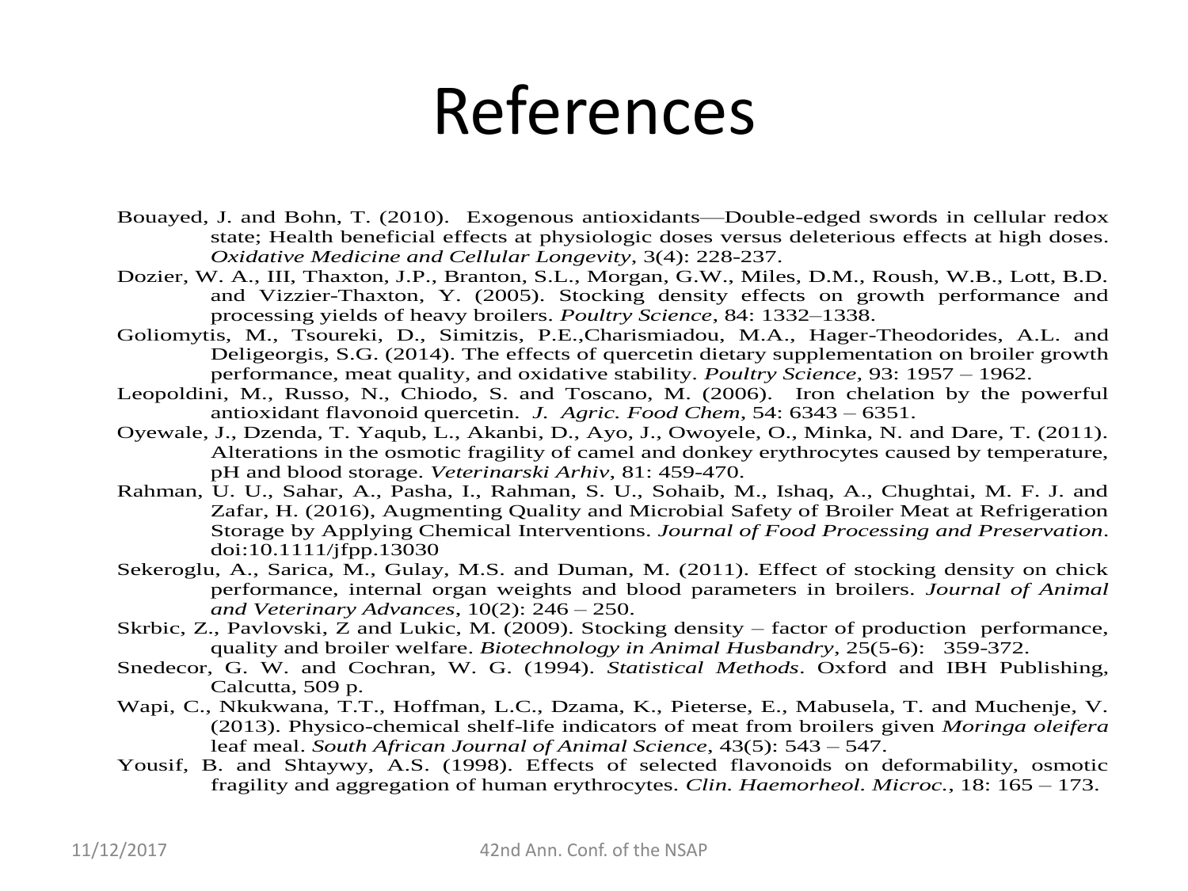# References

Bouayed, J. and Bohn, T. (2010). Exogenous antioxidants—Double-edged swords in cellular redox state; Health beneficial effects at physiologic doses versus deleterious effects at high doses. *Oxidative Medicine and Cellular Longevity*, 3(4): 228-237.

Dozier, W. A., III, Thaxton, J.P., Branton, S.L., Morgan, G.W., Miles, D.M., Roush, W.B., Lott, B.D. and Vizzier-Thaxton, Y. (2005). Stocking density effects on growth performance and processing yields of heavy broilers. *Poultry Science*, 84: 1332–1338.

Goliomytis, M., Tsoureki, D., Simitzis, P.E.,Charismiadou, M.A., Hager-Theodorides, A.L. and Deligeorgis, S.G. (2014). The effects of quercetin dietary supplementation on broiler growth performance, meat quality, and oxidative stability. *Poultry Science*, 93: 1957 – 1962.

Leopoldini, M., Russo, N., Chiodo, S. and Toscano, M. (2006). Iron chelation by the powerful antioxidant flavonoid quercetin. *J. Agric. Food Chem*, 54: 6343 – 6351.

Oyewale, J., Dzenda, T. Yaqub, L., Akanbi, D., Ayo, J., Owoyele, O., Minka, N. and Dare, T. (2011). Alterations in the osmotic fragility of camel and donkey erythrocytes caused by temperature, pH and blood storage. *Veterinarski Arhiv*, 81: 459-470.

Rahman, U. U., Sahar, A., Pasha, I., Rahman, S. U., Sohaib, M., Ishaq, A., Chughtai, M. F. J. and Zafar, H. (2016), Augmenting Quality and Microbial Safety of Broiler Meat at Refrigeration Storage by Applying Chemical Interventions. *Journal of Food Processing and Preservation*. doi:10.1111/jfpp.13030

Sekeroglu, A., Sarica, M., Gulay, M.S. and Duman, M. (2011). Effect of stocking density on chick performance, internal organ weights and blood parameters in broilers. *Journal of Animal and Veterinary Advances*, 10(2): 246 – 250.

Skrbic, Z., Pavlovski, Z and Lukic, M. (2009). Stocking density – factor of production performance, quality and broiler welfare. *Biotechnology in Animal Husbandry*, 25(5-6): 359-372.

Snedecor, G. W. and Cochran, W. G. (1994). *Statistical Methods*. Oxford and IBH Publishing, Calcutta, 509 p.

Wapi, C., Nkukwana, T.T., Hoffman, L.C., Dzama, K., Pieterse, E., Mabusela, T. and Muchenje, V. (2013). Physico-chemical shelf-life indicators of meat from broilers given *Moringa oleifera* leaf meal. *South African Journal of Animal Science*, 43(5): 543 – 547.

Yousif, B. and Shtaywy, A.S. (1998). Effects of selected flavonoids on deformability, osmotic fragility and aggregation of human erythrocytes. *Clin. Haemorheol. Microc.*, 18: 165 – 173.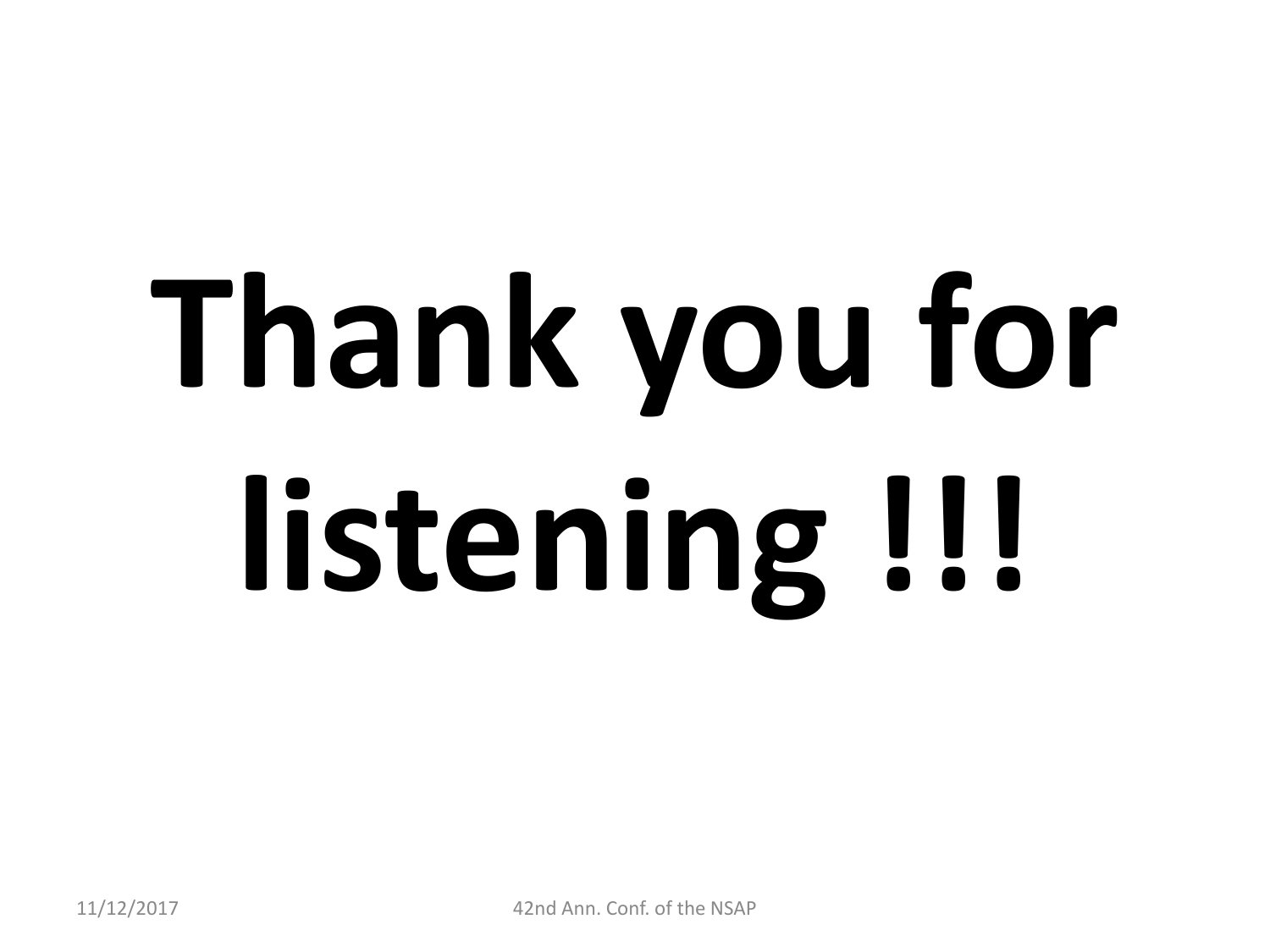# Thank you for listening !!!